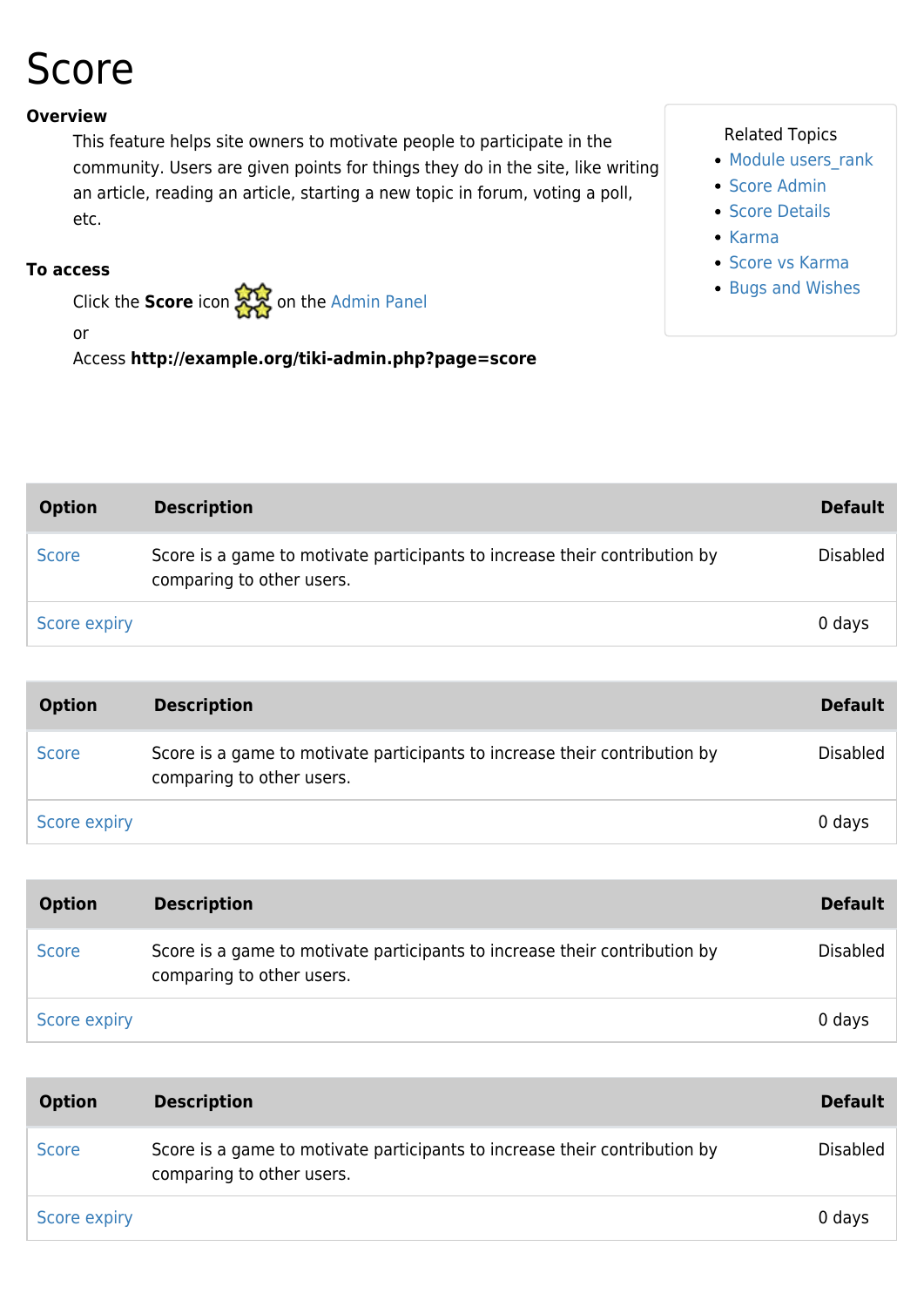# Score

**Overview**

This feature helps site owners to motivate people to participate in the community. Users are given points for things they do in the site, like writing an article, reading an article, starting a new topic in forum, voting a poll, etc.

Related Topics

- Module users_rank
- Score Admin
- Score Details
- Karma
- Score vs Karma
- Bugs and Wishes

**To access**

Click the **Score** icon on the Admin Panel

or

Access **http://example.org/tiki-admin.php?page=score**

| Option | Description | Default |
|---|---|---|
| Score | Score is a game to motivate participants to increase their contribution by comparing to other users. | Disabled |
| Score expiry | | 0 days |

| Option | Description | Default |
|---|---|---|
| Score | Score is a game to motivate participants to increase their contribution by comparing to other users. | Disabled |
| Score expiry | | 0 days |

| Option | Description | Default |
|---|---|---|
| Score | Score is a game to motivate participants to increase their contribution by comparing to other users. | Disabled |
| Score expiry | | 0 days |

| Option | Description | Default |
|---|---|---|
| Score | Score is a game to motivate participants to increase their contribution by comparing to other users. | Disabled |
| Score expiry | | 0 days |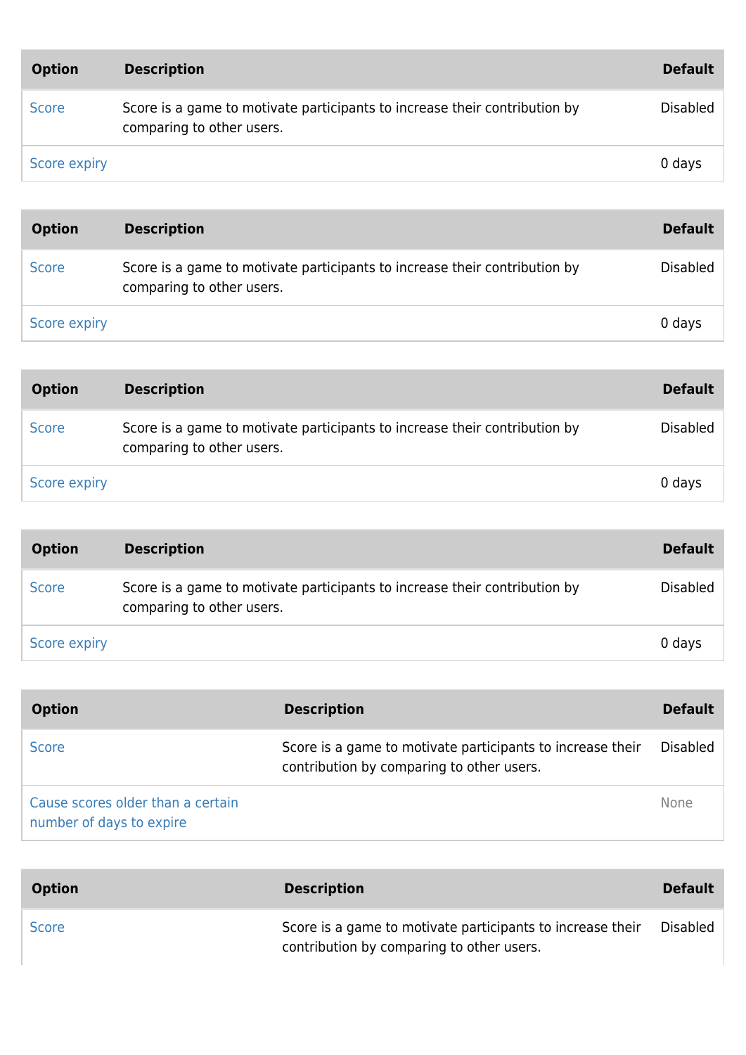| Option | Description | Default |
| --- | --- | --- |
| Score | Score is a game to motivate participants to increase their contribution by comparing to other users. | Disabled |
| Score expiry | | 0 days |

| Option | Description | Default |
| --- | --- | --- |
| Score | Score is a game to motivate participants to increase their contribution by comparing to other users. | Disabled |
| Score expiry | | 0 days |

| Option | Description | Default |
| --- | --- | --- |
| Score | Score is a game to motivate participants to increase their contribution by comparing to other users. | Disabled |
| Score expiry | | 0 days |

| Option | Description | Default |
| --- | --- | --- |
| Score | Score is a game to motivate participants to increase their contribution by comparing to other users. | Disabled |
| Score expiry | | 0 days |

| Option | Description | Default |
| --- | --- | --- |
| Score | Score is a game to motivate participants to increase their contribution by comparing to other users. | Disabled |
| Cause scores older than a certain number of days to expire | | None |

| Option | Description | Default |
| --- | --- | --- |
| Score | Score is a game to motivate participants to increase their contribution by comparing to other users. | Disabled |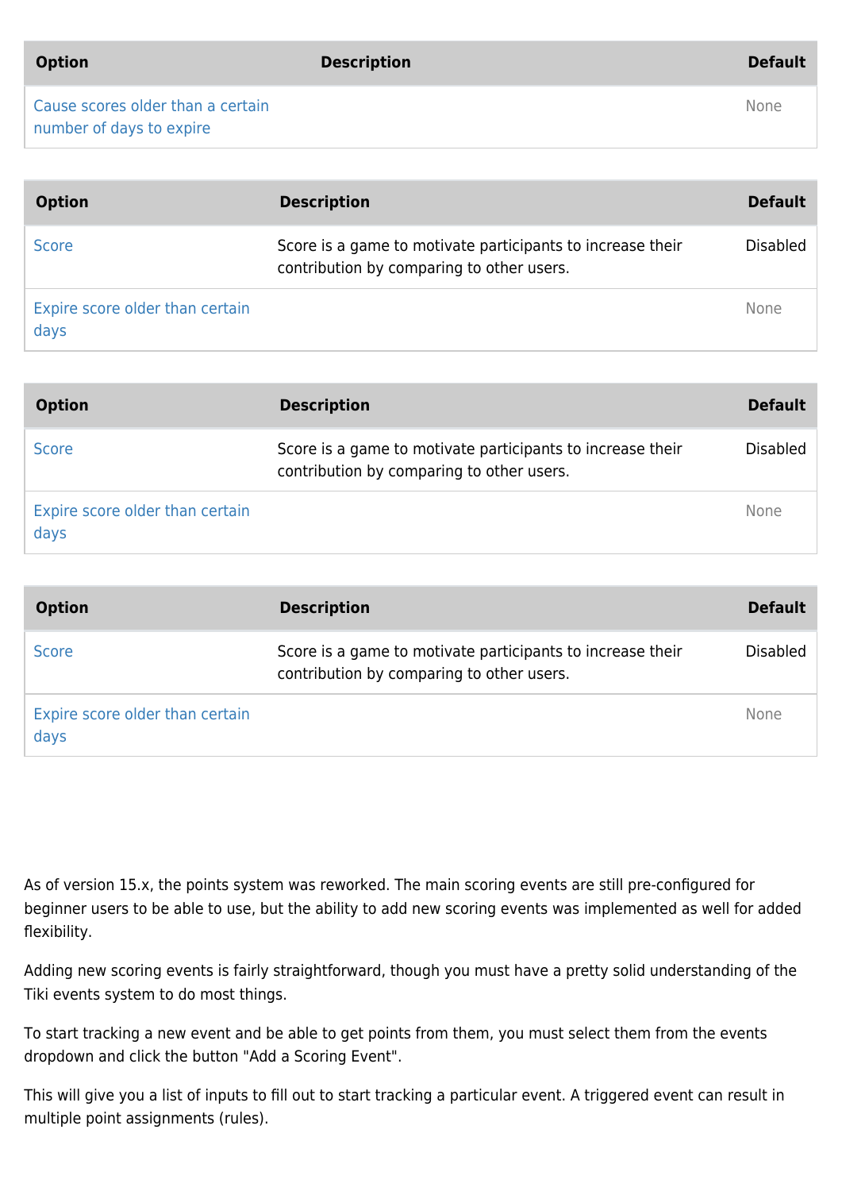| Option | Description | Default |
| --- | --- | --- |
| Cause scores older than a certain number of days to expire | | None |

| Option | Description | Default |
| --- | --- | --- |
| Score | Score is a game to motivate participants to increase their contribution by comparing to other users. | Disabled |
| Expire score older than certain days | | None |

| Option | Description | Default |
| --- | --- | --- |
| Score | Score is a game to motivate participants to increase their contribution by comparing to other users. | Disabled |
| Expire score older than certain days | | None |

| Option | Description | Default |
| --- | --- | --- |
| Score | Score is a game to motivate participants to increase their contribution by comparing to other users. | Disabled |
| Expire score older than certain days | | None |

As of version 15.x, the points system was reworked. The main scoring events are still pre-configured for beginner users to be able to use, but the ability to add new scoring events was implemented as well for added flexibility.

Adding new scoring events is fairly straightforward, though you must have a pretty solid understanding of the Tiki events system to do most things.

To start tracking a new event and be able to get points from them, you must select them from the events dropdown and click the button "Add a Scoring Event".

This will give you a list of inputs to fill out to start tracking a particular event. A triggered event can result in multiple point assignments (rules).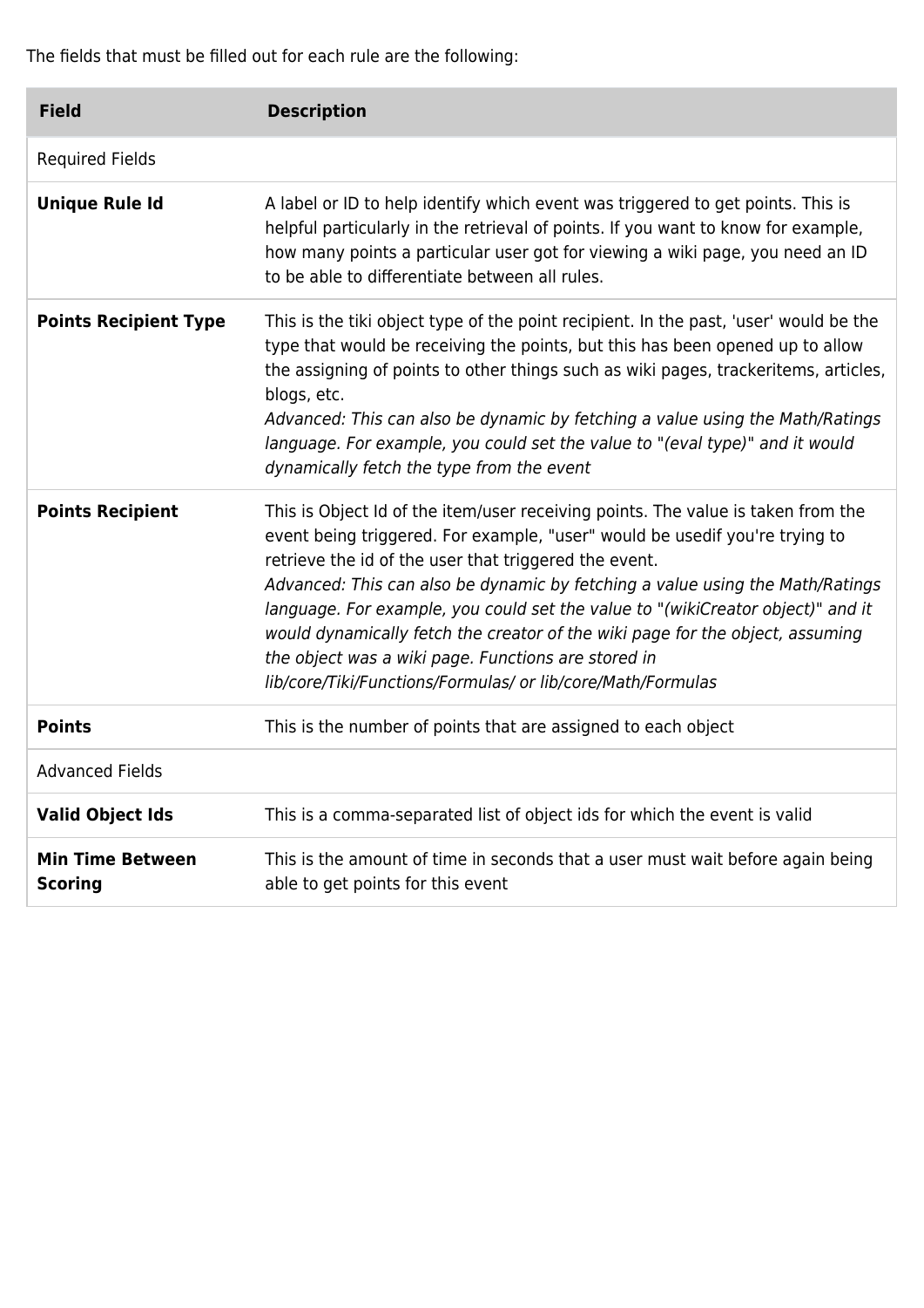The fields that must be filled out for each rule are the following:

| Field | Description |
| --- | --- |
| Required Fields | |
| **Unique Rule Id** | A label or ID to help identify which event was triggered to get points. This is helpful particularly in the retrieval of points. If you want to know for example, how many points a particular user got for viewing a wiki page, you need an ID to be able to differentiate between all rules. |
| **Points Recipient Type** | This is the tiki object type of the point recipient. In the past, 'user' would be the type that would be receiving the points, but this has been opened up to allow the assigning of points to other things such as wiki pages, trackeritems, articles, blogs, etc.<br>*Advanced: This can also be dynamic by fetching a value using the Math/Ratings language. For example, you could set the value to "(eval type)" and it would dynamically fetch the type from the event* |
| **Points Recipient** | This is Object Id of the item/user receiving points. The value is taken from the event being triggered. For example, "user" would be usedif you're trying to retrieve the id of the user that triggered the event.<br>*Advanced: This can also be dynamic by fetching a value using the Math/Ratings language. For example, you could set the value to "(wikiCreator object)" and it would dynamically fetch the creator of the wiki page for the object, assuming the object was a wiki page. Functions are stored in lib/core/Tiki/Functions/Formulas/ or lib/core/Math/Formulas* |
| **Points** | This is the number of points that are assigned to each object |
| Advanced Fields | |
| **Valid Object Ids** | This is a comma-separated list of object ids for which the event is valid |
| **Min Time Between Scoring** | This is the amount of time in seconds that a user must wait before again being able to get points for this event |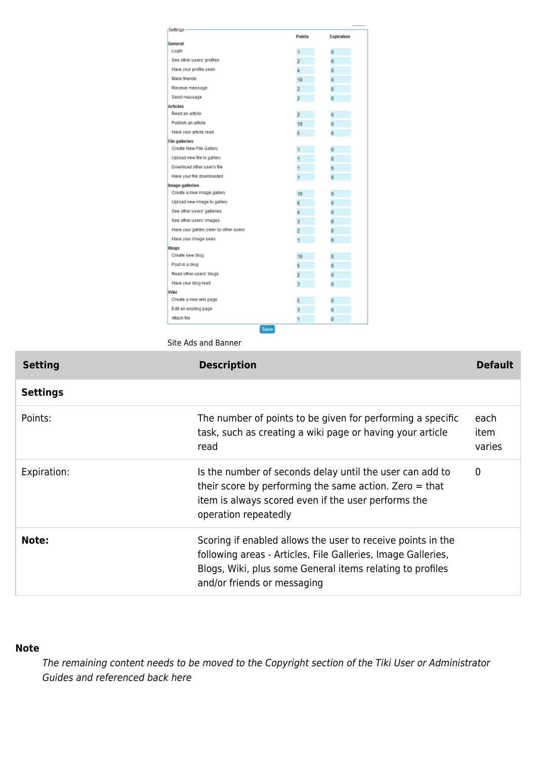Site Ads and Banner

| Setting | Description | Default |
|---|---|---|
| **Settings** | | |
| Points: | The number of points to be given for performing a specific task, such as creating a wiki page or having your article read | each item varies |
| Expiration: | Is the number of seconds delay until the user can add to their score by performing the same action. Zero = that item is always scored even if the user performs the operation repeatedly | 0 |
| **Note:** | Scoring if enabled allows the user to receive points in the following areas - Articles, File Galleries, Image Galleries, Blogs, Wiki, plus some General items relating to profiles and/or friends or messaging | |

**Note**

*The remaining content needs to be moved to the Copyright section of the Tiki User or Administrator Guides and referenced back here*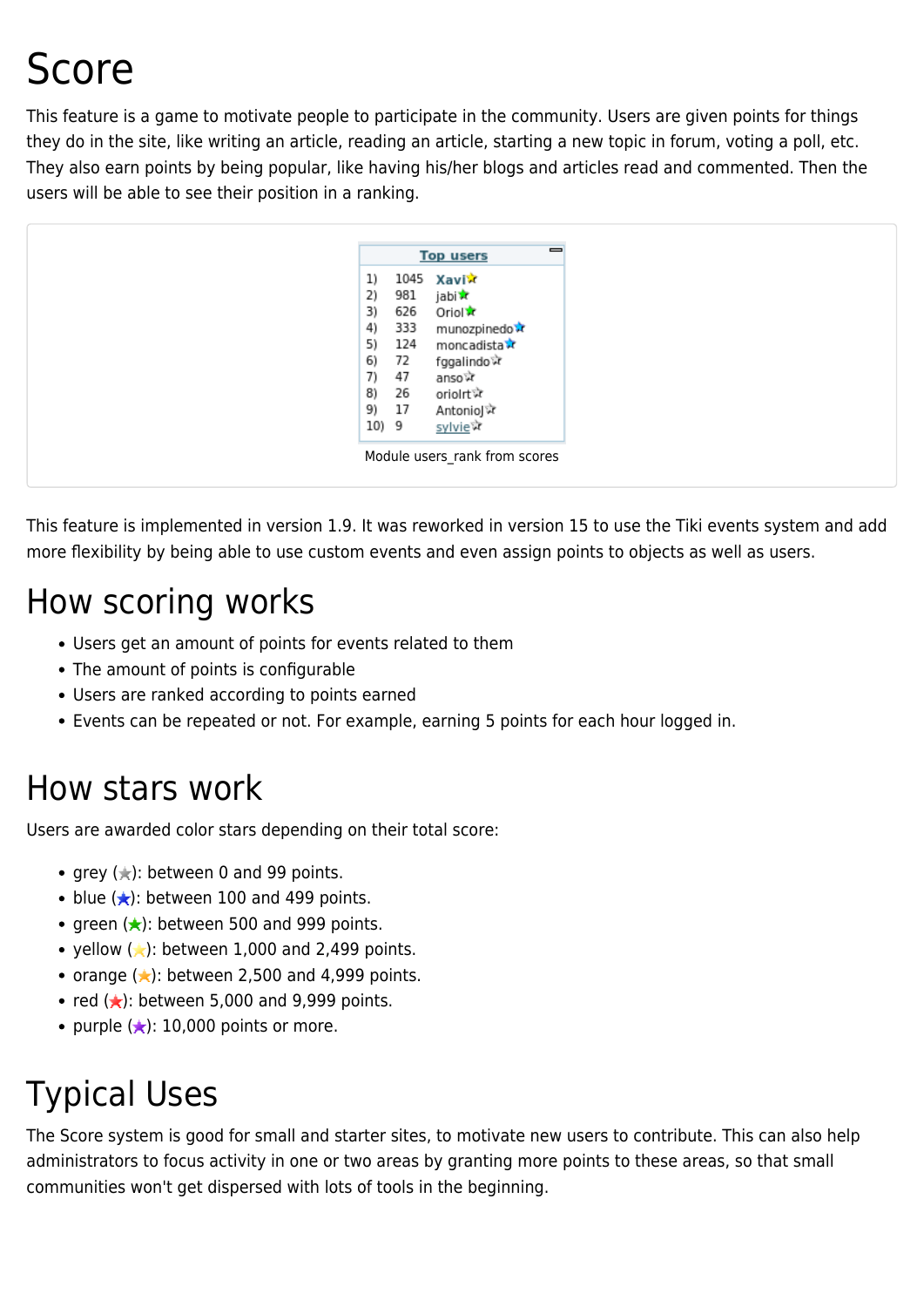# Score

This feature is a game to motivate people to participate in the community. Users are given points for things they do in the site, like writing an article, reading an article, starting a new topic in forum, voting a poll, etc. They also earn points by being popular, like having his/her blogs and articles read and commented. Then the users will be able to see their position in a ranking.

**Top users**

| | | |
|---|---|---|
| 1) | 1045 | Xavi |
| 2) | 981 | jabi |
| 3) | 626 | Oriol |
| 4) | 333 | munozpinedo |
| 5) | 124 | moncadista |
| 6) | 72 | fggalindo |
| 7) | 47 | anso |
| 8) | 26 | oriolrt |
| 9) | 17 | AntonioJ |
| 10) | 9 | sylvie |

Module users_rank from scores

This feature is implemented in version 1.9. It was reworked in version 15 to use the Tiki events system and add more flexibility by being able to use custom events and even assign points to objects as well as users.

# How scoring works

- Users get an amount of points for events related to them
- The amount of points is configurable
- Users are ranked according to points earned
- Events can be repeated or not. For example, earning 5 points for each hour logged in.

# How stars work

Users are awarded color stars depending on their total score:

- grey (★): between 0 and 99 points.
- blue (★): between 100 and 499 points.
- green (★): between 500 and 999 points.
- yellow (★): between 1,000 and 2,499 points.
- orange (★): between 2,500 and 4,999 points.
- red (★): between 5,000 and 9,999 points.
- purple (★): 10,000 points or more.

# Typical Uses

The Score system is good for small and starter sites, to motivate new users to contribute. This can also help administrators to focus activity in one or two areas by granting more points to these areas, so that small communities won't get dispersed with lots of tools in the beginning.